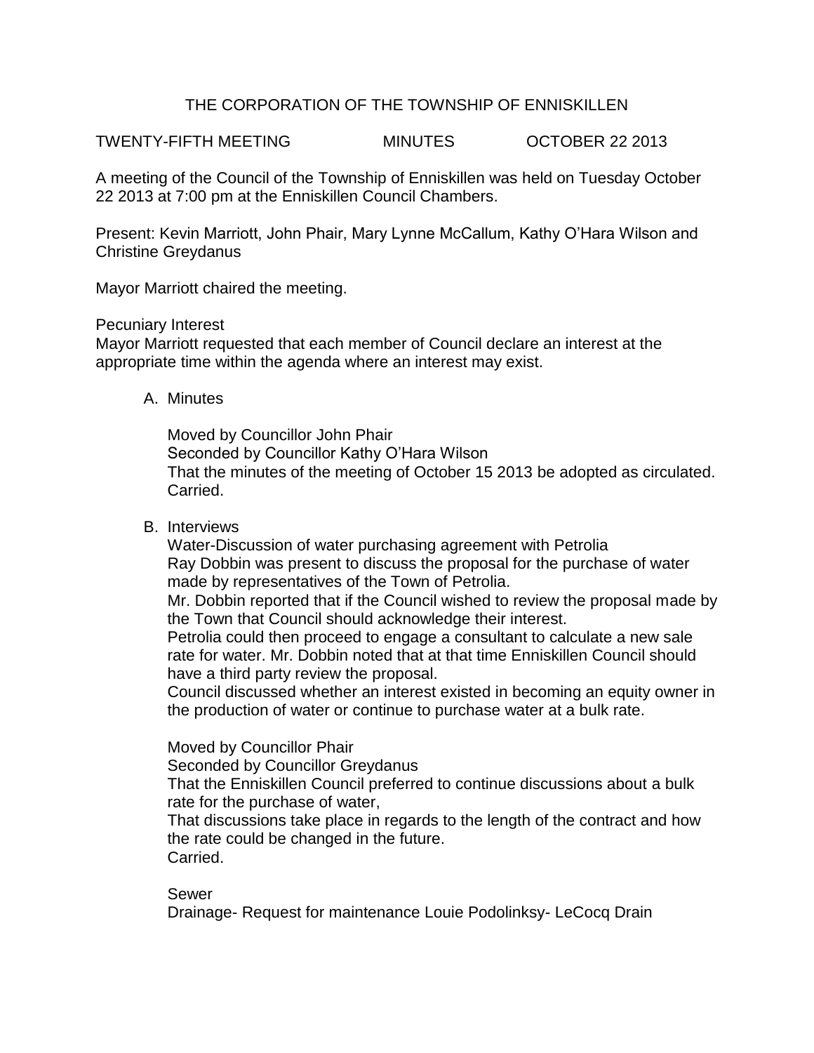# THE CORPORATION OF THE TOWNSHIP OF ENNISKILLEN

TWENTY-FIFTH MEETING MINUTES OCTOBER 22 2013

A meeting of the Council of the Township of Enniskillen was held on Tuesday October 22 2013 at 7:00 pm at the Enniskillen Council Chambers.

Present: Kevin Marriott, John Phair, Mary Lynne McCallum, Kathy O'Hara Wilson and Christine Greydanus

Mayor Marriott chaired the meeting.

Pecuniary Interest
Mayor Marriott requested that each member of Council declare an interest at the appropriate time within the agenda where an interest may exist.

A. Minutes

Moved by Councillor John Phair
Seconded by Councillor Kathy O'Hara Wilson
That the minutes of the meeting of October 15 2013 be adopted as circulated.
Carried.

B. Interviews

Water-Discussion of water purchasing agreement with Petrolia
Ray Dobbin was present to discuss the proposal for the purchase of water made by representatives of the Town of Petrolia.
Mr. Dobbin reported that if the Council wished to review the proposal made by the Town that Council should acknowledge their interest.
Petrolia could then proceed to engage a consultant to calculate a new sale rate for water. Mr. Dobbin noted that at that time Enniskillen Council should have a third party review the proposal.
Council discussed whether an interest existed in becoming an equity owner in the production of water or continue to purchase water at a bulk rate.

Moved by Councillor Phair
Seconded by Councillor Greydanus
That the Enniskillen Council preferred to continue discussions about a bulk rate for the purchase of water,
That discussions take place in regards to the length of the contract and how the rate could be changed in the future.
Carried.

Sewer
Drainage- Request for maintenance Louie Podolinksy- LeCocq Drain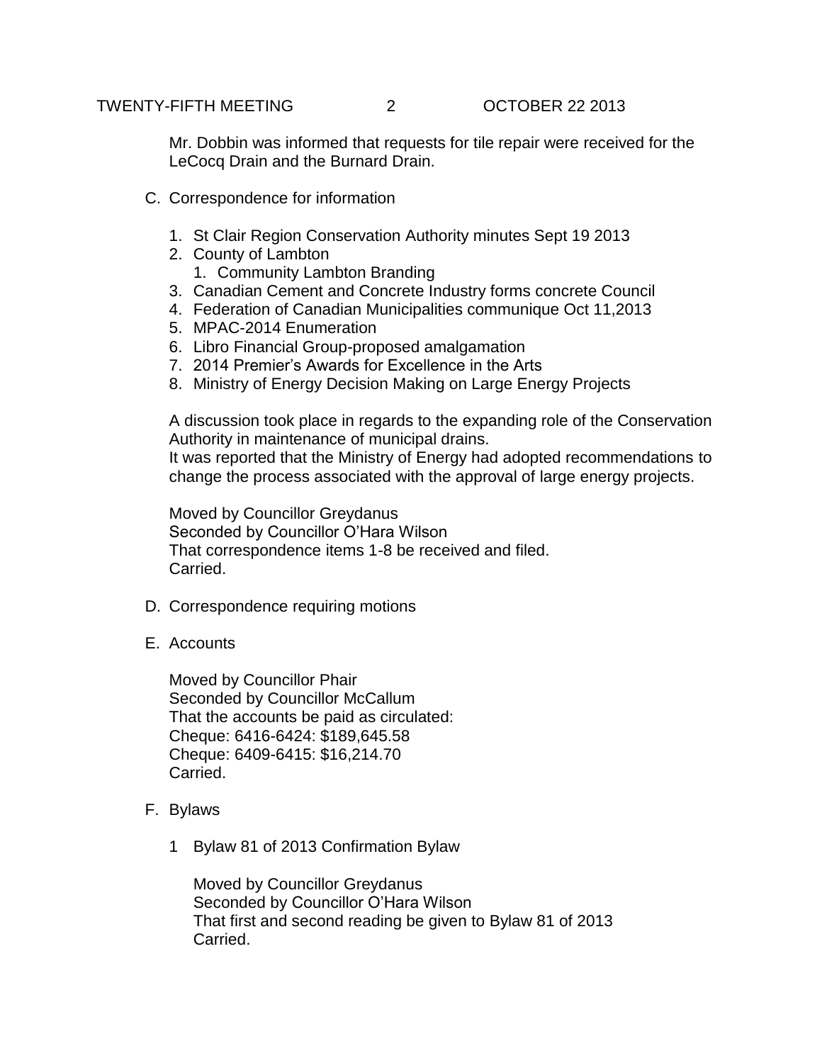Mr. Dobbin was informed that requests for tile repair were received for the LeCocq Drain and the Burnard Drain.

C. Correspondence for information

1. St Clair Region Conservation Authority minutes Sept 19 2013
2. County of Lambton
   1. Community Lambton Branding
3. Canadian Cement and Concrete Industry forms concrete Council
4. Federation of Canadian Municipalities communique Oct 11,2013
5. MPAC-2014 Enumeration
6. Libro Financial Group-proposed amalgamation
7. 2014 Premier's Awards for Excellence in the Arts
8. Ministry of Energy Decision Making on Large Energy Projects

A discussion took place in regards to the expanding role of the Conservation Authority in maintenance of municipal drains.
It was reported that the Ministry of Energy had adopted recommendations to change the process associated with the approval of large energy projects.

Moved by Councillor Greydanus
Seconded by Councillor O'Hara Wilson
That correspondence items 1-8 be received and filed.
Carried.

D. Correspondence requiring motions

E. Accounts

Moved by Councillor Phair
Seconded by Councillor McCallum
That the accounts be paid as circulated:
Cheque: 6416-6424: $189,645.58
Cheque: 6409-6415: $16,214.70
Carried.

F. Bylaws

1 Bylaw 81 of 2013 Confirmation Bylaw

Moved by Councillor Greydanus
Seconded by Councillor O'Hara Wilson
That first and second reading be given to Bylaw 81 of 2013
Carried.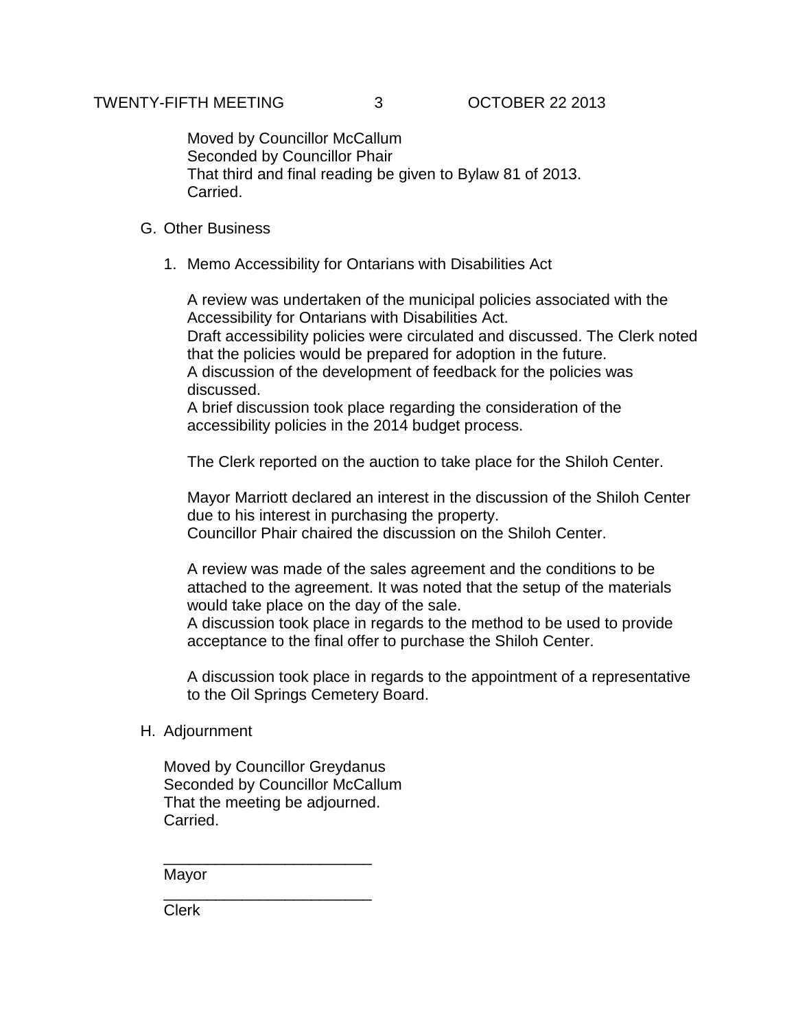Moved by Councillor McCallum
Seconded by Councillor Phair
That third and final reading be given to Bylaw 81 of 2013.
Carried.

G. Other Business

1. Memo Accessibility for Ontarians with Disabilities Act

A review was undertaken of the municipal policies associated with the Accessibility for Ontarians with Disabilities Act.
Draft accessibility policies were circulated and discussed. The Clerk noted that the policies would be prepared for adoption in the future.
A discussion of the development of feedback for the policies was discussed.
A brief discussion took place regarding the consideration of the accessibility policies in the 2014 budget process.

The Clerk reported on the auction to take place for the Shiloh Center.

Mayor Marriott declared an interest in the discussion of the Shiloh Center due to his interest in purchasing the property.
Councillor Phair chaired the discussion on the Shiloh Center.

A review was made of the sales agreement and the conditions to be attached to the agreement. It was noted that the setup of the materials would take place on the day of the sale.
A discussion took place in regards to the method to be used to provide acceptance to the final offer to purchase the Shiloh Center.

A discussion took place in regards to the appointment of a representative to the Oil Springs Cemetery Board.

H. Adjournment

Moved by Councillor Greydanus
Seconded by Councillor McCallum
That the meeting be adjourned.
Carried.

________________________
Mayor

________________________
Clerk